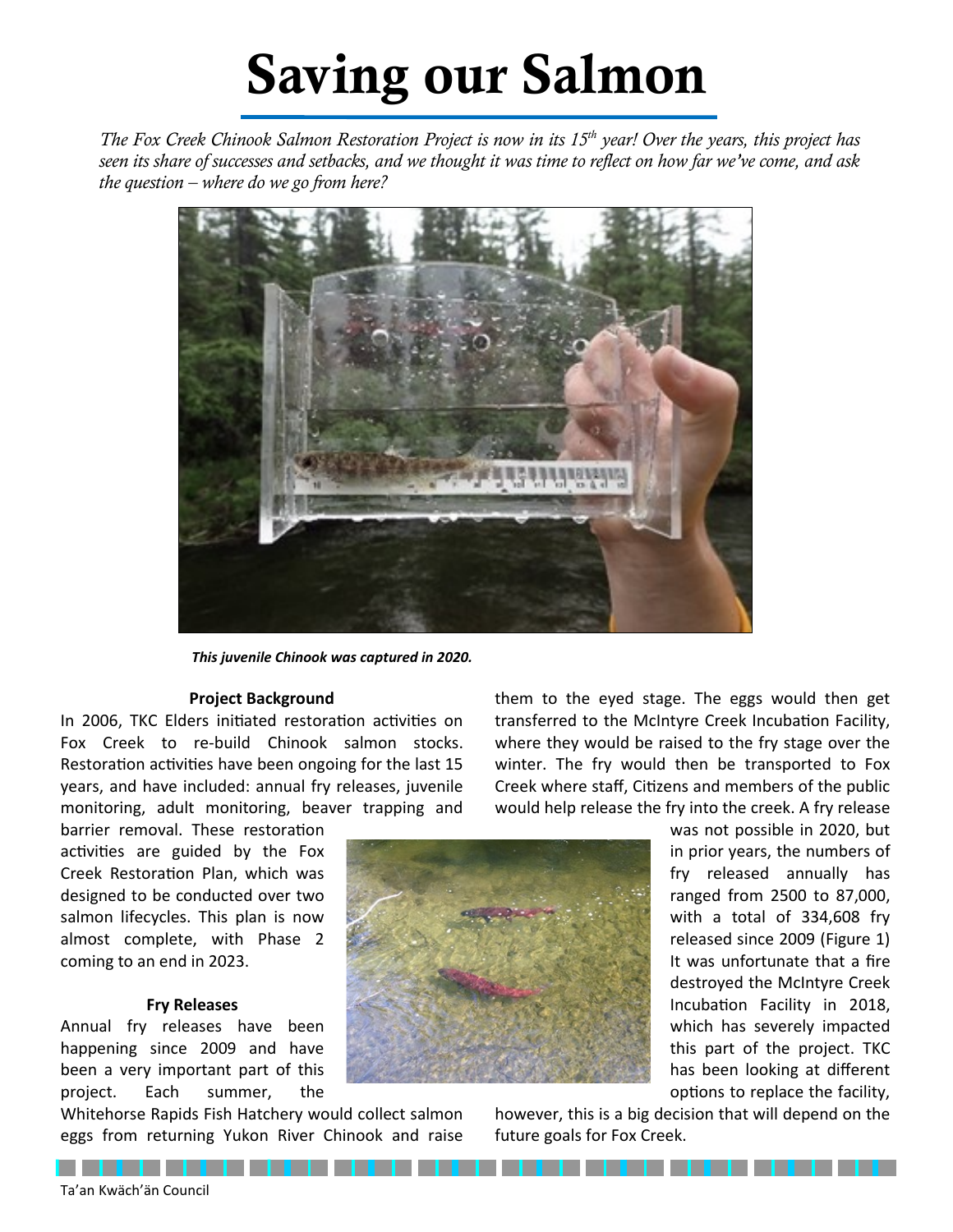# Saving our Salmon

*The Fox Creek Chinook Salmon Restoration Project is now in its 15th year! Over the years, this project has seen its share of successes and setbacks, and we thought it was time to reflect on how far we've come, and ask the question – where do we go from here?*

***This juvenile Chinook was captured in 2020.***

### Project Background

In 2006, TKC Elders initiated restoration activities on Fox Creek to re-build Chinook salmon stocks. Restoration activities have been ongoing for the last 15 years, and have included: annual fry releases, juvenile monitoring, adult monitoring, beaver trapping and barrier removal. These restoration activities are guided by the Fox Creek Restoration Plan, which was designed to be conducted over two salmon lifecycles. This plan is now almost complete, with Phase 2 coming to an end in 2023.

### Fry Releases

Annual fry releases have been happening since 2009 and have been a very important part of this project. Each summer, the Whitehorse Rapids Fish Hatchery would collect salmon eggs from returning Yukon River Chinook and raise them to the eyed stage. The eggs would then get transferred to the McIntyre Creek Incubation Facility, where they would be raised to the fry stage over the winter. The fry would then be transported to Fox Creek where staff, Citizens and members of the public would help release the fry into the creek. A fry release was not possible in 2020, but in prior years, the numbers of fry released annually has ranged from 2500 to 87,000, with a total of 334,608 fry released since 2009 (Figure 1) It was unfortunate that a fire destroyed the McIntyre Creek Incubation Facility in 2018, which has severely impacted this part of the project. TKC has been looking at different options to replace the facility, however, this is a big decision that will depend on the future goals for Fox Creek.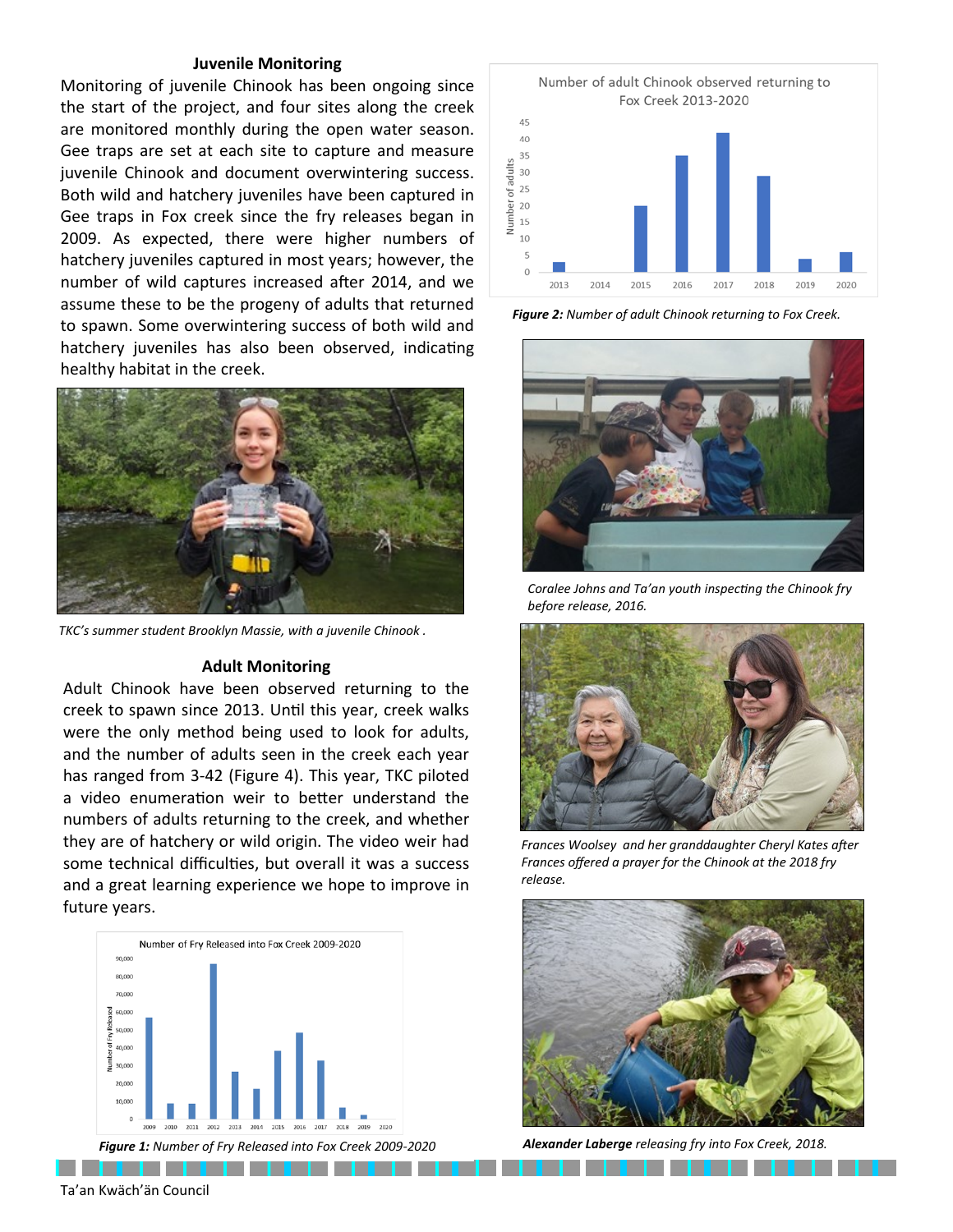### Juvenile Monitoring

Monitoring of juvenile Chinook has been ongoing since the start of the project, and four sites along the creek are monitored monthly during the open water season. Gee traps are set at each site to capture and measure juvenile Chinook and document overwintering success. Both wild and hatchery juveniles have been captured in Gee traps in Fox creek since the fry releases began in 2009. As expected, there were higher numbers of hatchery juveniles captured in most years; however, the number of wild captures increased after 2014, and we assume these to be the progeny of adults that returned to spawn. Some overwintering success of both wild and hatchery juveniles has also been observed, indicating healthy habitat in the creek.

*TKC's summer student Brooklyn Massie, with a juvenile Chinook .*

### Adult Monitoring

Adult Chinook have been observed returning to the creek to spawn since 2013. Until this year, creek walks were the only method being used to look for adults, and the number of adults seen in the creek each year has ranged from 3-42 (Figure 4). This year, TKC piloted a video enumeration weir to better understand the numbers of adults returning to the creek, and whether they are of hatchery or wild origin. The video weir had some technical difficulties, but overall it was a success and a great learning experience we hope to improve in future years.

***Figure 1:*** *Number of Fry Released into Fox Creek 2009-2020*

***Figure 2:*** *Number of adult Chinook returning to Fox Creek.*

*Coralee Johns and Ta'an youth inspecting the Chinook fry before release, 2016.*

*Frances Woolsey and her granddaughter Cheryl Kates after Frances offered a prayer for the Chinook at the 2018 fry release.*

***Alexander Laberge*** *releasing fry into Fox Creek, 2018.*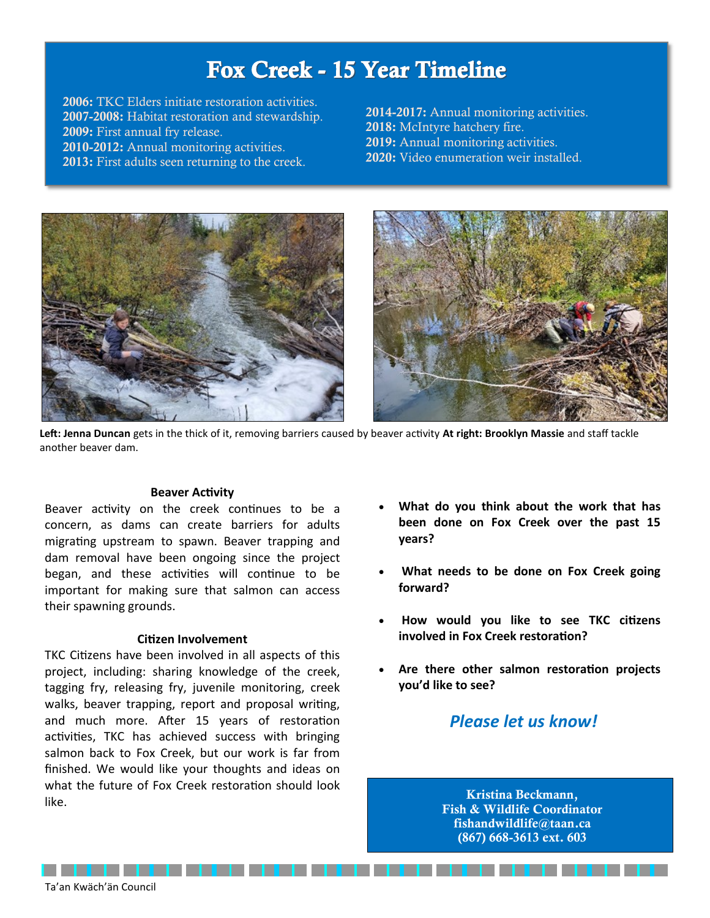# Fox Creek - 15 Year Timeline

**2006:** TKC Elders initiate restoration activities.
**2007-2008:** Habitat restoration and stewardship.
**2009:** First annual fry release.
**2010-2012:** Annual monitoring activities.
**2013:** First adults seen returning to the creek.
**2014-2017:** Annual monitoring activities.
**2018:** McIntyre hatchery fire.
**2019:** Annual monitoring activities.
**2020:** Video enumeration weir installed.

**Left: Jenna Duncan** gets in the thick of it, removing barriers caused by beaver activity **At right: Brooklyn Massie** and staff tackle another beaver dam.

### Beaver Activity

Beaver activity on the creek continues to be a concern, as dams can create barriers for adults migrating upstream to spawn. Beaver trapping and dam removal have been ongoing since the project began, and these activities will continue to be important for making sure that salmon can access their spawning grounds.

### Citizen Involvement

TKC Citizens have been involved in all aspects of this project, including: sharing knowledge of the creek, tagging fry, releasing fry, juvenile monitoring, creek walks, beaver trapping, report and proposal writing, and much more. After 15 years of restoration activities, TKC has achieved success with bringing salmon back to Fox Creek, but our work is far from finished. We would like your thoughts and ideas on what the future of Fox Creek restoration should look like.

- **What do you think about the work that has been done on Fox Creek over the past 15 years?**
- **What needs to be done on Fox Creek going forward?**
- **How would you like to see TKC citizens involved in Fox Creek restoration?**
- **Are there other salmon restoration projects you'd like to see?**

***Please let us know!***

**Kristina Beckmann,**
**Fish & Wildlife Coordinator**
**fishandwildlife@taan.ca**
**(867) 668-3613 ext. 603**